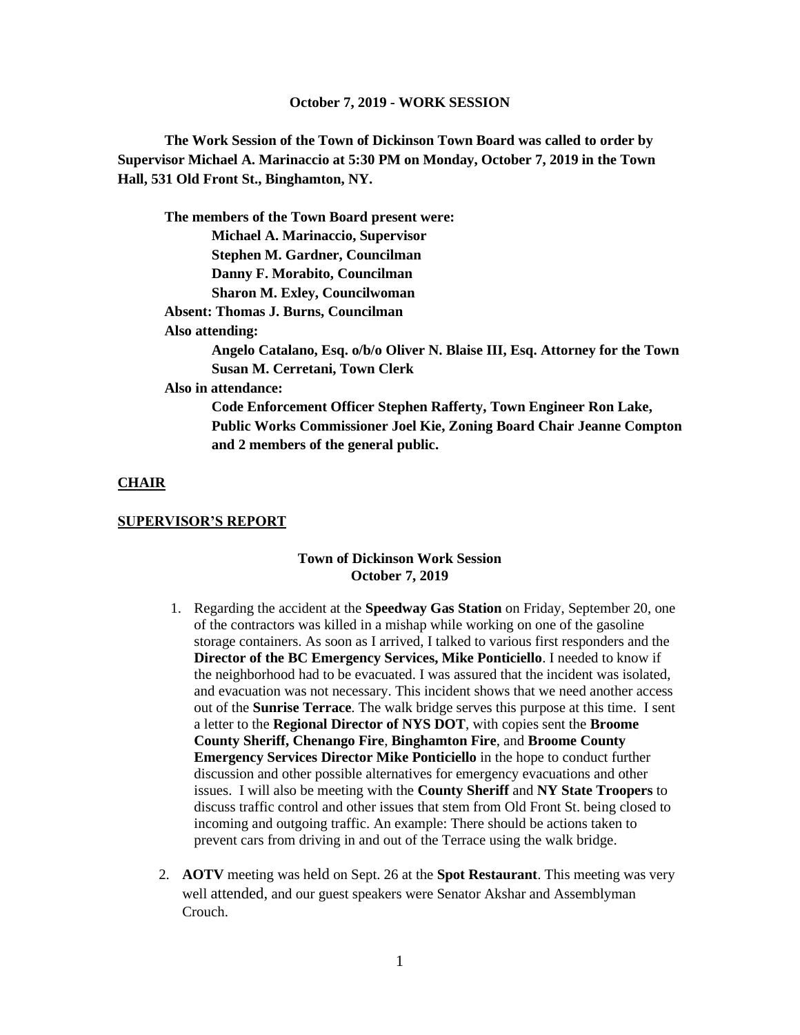**October 7, 2019 - WORK SESSION**

**The Work Session of the Town of Dickinson Town Board was called to order by Supervisor Michael A. Marinaccio at 5:30 PM on Monday, October 7, 2019 in the Town Hall, 531 Old Front St., Binghamton, NY.**

**The members of the Town Board present were:**
**Michael A. Marinaccio, Supervisor**
**Stephen M. Gardner, Councilman**
**Danny F. Morabito, Councilman**
**Sharon M. Exley, Councilwoman**
**Absent: Thomas J. Burns, Councilman**
**Also attending:**
**Angelo Catalano, Esq. o/b/o Oliver N. Blaise III, Esq. Attorney for the Town**
**Susan M. Cerretani, Town Clerk**
**Also in attendance:**
**Code Enforcement Officer Stephen Rafferty, Town Engineer Ron Lake, Public Works Commissioner Joel Kie, Zoning Board Chair Jeanne Compton and 2 members of the general public.**

**CHAIR**

**SUPERVISOR'S REPORT**

**Town of Dickinson Work Session**
**October 7, 2019**

1. Regarding the accident at the **Speedway Gas Station** on Friday, September 20, one of the contractors was killed in a mishap while working on one of the gasoline storage containers. As soon as I arrived, I talked to various first responders and the **Director of the BC Emergency Services, Mike Ponticiello**. I needed to know if the neighborhood had to be evacuated. I was assured that the incident was isolated, and evacuation was not necessary. This incident shows that we need another access out of the **Sunrise Terrace**. The walk bridge serves this purpose at this time. I sent a letter to the **Regional Director of NYS DOT**, with copies sent the **Broome County Sheriff, Chenango Fire**, **Binghamton Fire**, and **Broome County Emergency Services Director Mike Ponticiello** in the hope to conduct further discussion and other possible alternatives for emergency evacuations and other issues. I will also be meeting with the **County Sheriff** and **NY State Troopers** to discuss traffic control and other issues that stem from Old Front St. being closed to incoming and outgoing traffic. An example: There should be actions taken to prevent cars from driving in and out of the Terrace using the walk bridge.

2. **AOTV** meeting was held on Sept. 26 at the **Spot Restaurant**. This meeting was very well attended, and our guest speakers were Senator Akshar and Assemblyman Crouch.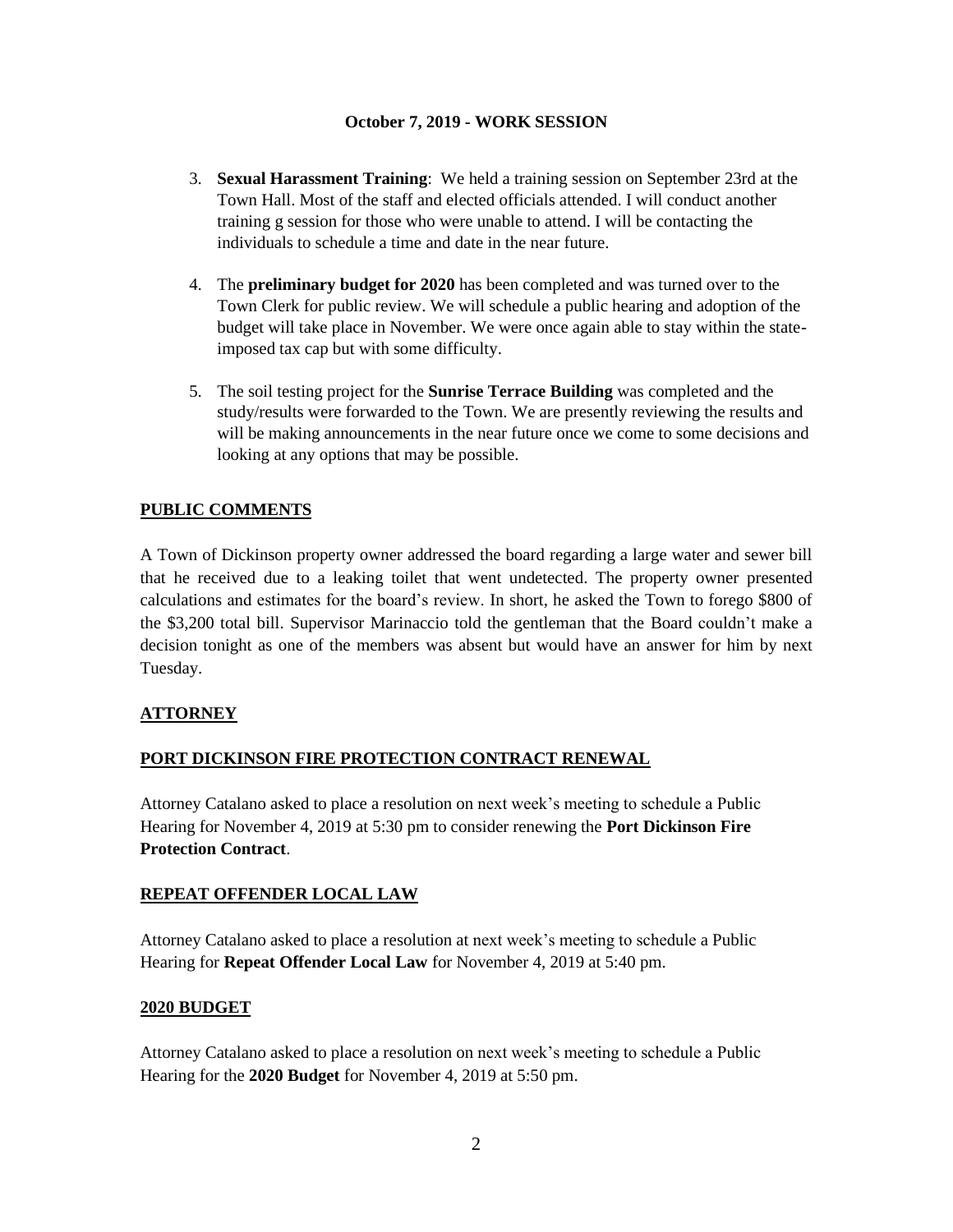**October 7, 2019 - WORK SESSION**

3. **Sexual Harassment Training**: We held a training session on September 23rd at the Town Hall. Most of the staff and elected officials attended. I will conduct another training g session for those who were unable to attend. I will be contacting the individuals to schedule a time and date in the near future.

4. The **preliminary budget for 2020** has been completed and was turned over to the Town Clerk for public review. We will schedule a public hearing and adoption of the budget will take place in November. We were once again able to stay within the state-imposed tax cap but with some difficulty.

5. The soil testing project for the **Sunrise Terrace Building** was completed and the study/results were forwarded to the Town. We are presently reviewing the results and will be making announcements in the near future once we come to some decisions and looking at any options that may be possible.

## PUBLIC COMMENTS

A Town of Dickinson property owner addressed the board regarding a large water and sewer bill that he received due to a leaking toilet that went undetected. The property owner presented calculations and estimates for the board's review. In short, he asked the Town to forego $800 of the $3,200 total bill. Supervisor Marinaccio told the gentleman that the Board couldn't make a decision tonight as one of the members was absent but would have an answer for him by next Tuesday.

## ATTORNEY

## PORT DICKINSON FIRE PROTECTION CONTRACT RENEWAL

Attorney Catalano asked to place a resolution on next week's meeting to schedule a Public Hearing for November 4, 2019 at 5:30 pm to consider renewing the **Port Dickinson Fire Protection Contract**.

## REPEAT OFFENDER LOCAL LAW

Attorney Catalano asked to place a resolution at next week's meeting to schedule a Public Hearing for **Repeat Offender Local Law** for November 4, 2019 at 5:40 pm.

## 2020 BUDGET

Attorney Catalano asked to place a resolution on next week's meeting to schedule a Public Hearing for the **2020 Budget** for November 4, 2019 at 5:50 pm.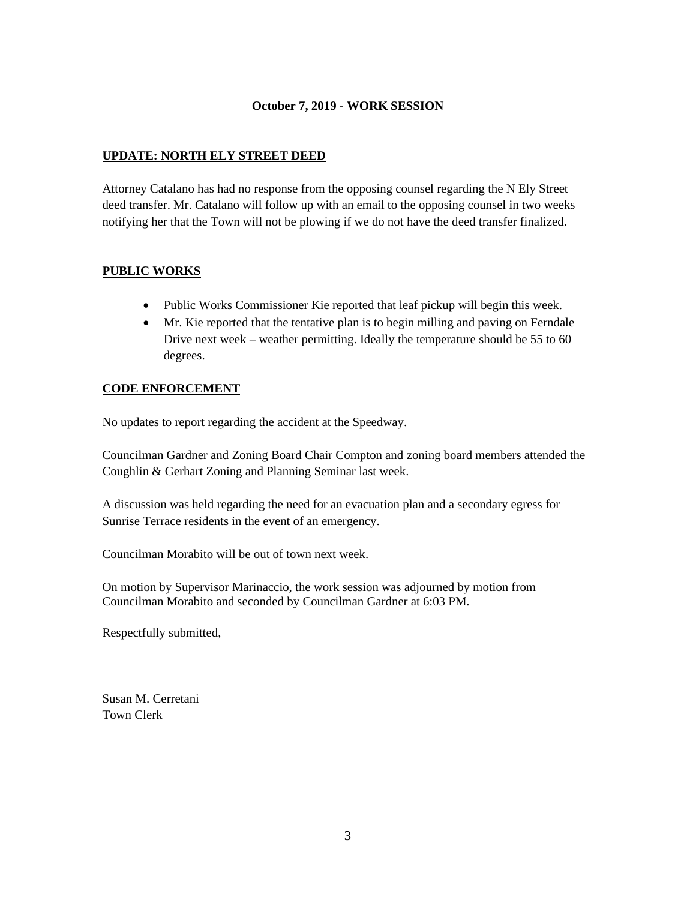**October 7, 2019 - WORK SESSION**

**UPDATE: NORTH ELY STREET DEED**

Attorney Catalano has had no response from the opposing counsel regarding the N Ely Street deed transfer. Mr. Catalano will follow up with an email to the opposing counsel in two weeks notifying her that the Town will not be plowing if we do not have the deed transfer finalized.

**PUBLIC WORKS**

- Public Works Commissioner Kie reported that leaf pickup will begin this week.
- Mr. Kie reported that the tentative plan is to begin milling and paving on Ferndale Drive next week – weather permitting. Ideally the temperature should be 55 to 60 degrees.

**CODE ENFORCEMENT**

No updates to report regarding the accident at the Speedway.

Councilman Gardner and Zoning Board Chair Compton and zoning board members attended the Coughlin & Gerhart Zoning and Planning Seminar last week.

A discussion was held regarding the need for an evacuation plan and a secondary egress for Sunrise Terrace residents in the event of an emergency.

Councilman Morabito will be out of town next week.

On motion by Supervisor Marinaccio, the work session was adjourned by motion from Councilman Morabito and seconded by Councilman Gardner at 6:03 PM.

Respectfully submitted,

Susan M. Cerretani
Town Clerk